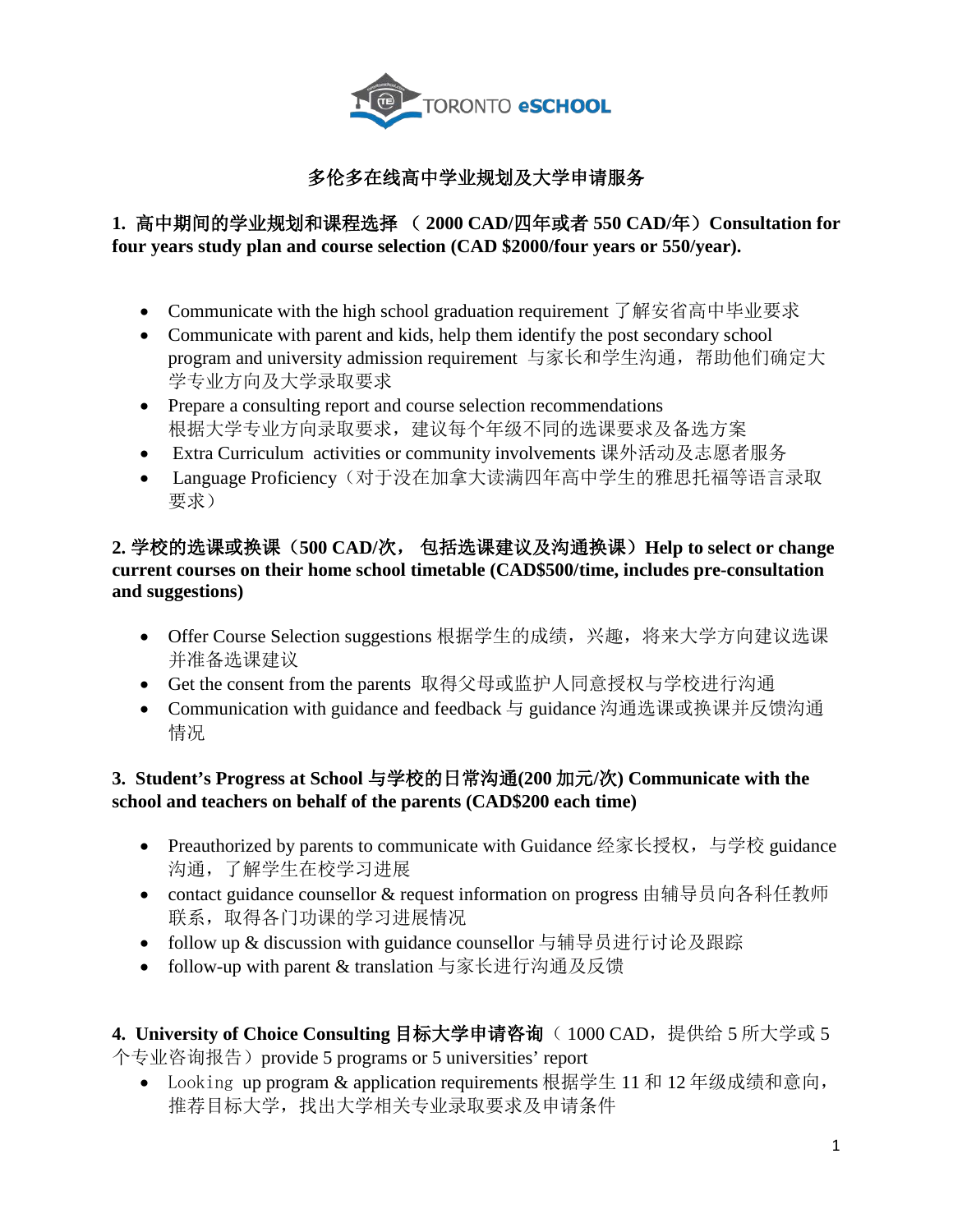TORONTO eSCHOOL

# 多伦多在线高中学业规划及大学申请服务

### 1. 高中期间的学业规划和课程选择 （ 2000 CAD/四年或者 550 CAD/年）Consultation for four years study plan and course selection (CAD $2000/four years or 550/year).

- Communicate with the high school graduation requirement 了解安省高中毕业要求
- Communicate with parent and kids, help them identify the post secondary school program and university admission requirement 与家长和学生沟通，帮助他们确定大学专业方向及大学录取要求
- Prepare a consulting report and course selection recommendations 根据大学专业方向录取要求，建议每个年级不同的选课要求及备选方案
- Extra Curriculum activities or community involvements 课外活动及志愿者服务
- Language Proficiency（对于没在加拿大读满四年高中学生的雅思托福等语言录取要求）

### 2. 学校的选课或换课（500 CAD/次， 包括选课建议及沟通换课）Help to select or change current courses on their home school timetable (CAD$500/time, includes pre-consultation and suggestions)

- Offer Course Selection suggestions 根据学生的成绩，兴趣，将来大学方向建议选课并准备选课建议
- Get the consent from the parents 取得父母或监护人同意授权与学校进行沟通
- Communication with guidance and feedback 与 guidance 沟通选课或换课并反馈沟通情况

### 3. Student's Progress at School 与学校的日常沟通(200 加元/次) Communicate with the school and teachers on behalf of the parents (CAD$200 each time)

- Preauthorized by parents to communicate with Guidance 经家长授权，与学校 guidance 沟通，了解学生在校学习进展
- contact guidance counsellor & request information on progress 由辅导员向各科任教师联系，取得各门功课的学习进展情况
- follow up & discussion with guidance counsellor 与辅导员进行讨论及跟踪
- follow-up with parent & translation 与家长进行沟通及反馈

### 4. University of Choice Consulting 目标大学申请咨询（ 1000 CAD，提供给 5 所大学或 5 个专业咨询报告）provide 5 programs or 5 universities' report

- Looking up program & application requirements 根据学生 11 和 12 年级成绩和意向，推荐目标大学，找出大学相关专业录取要求及申请条件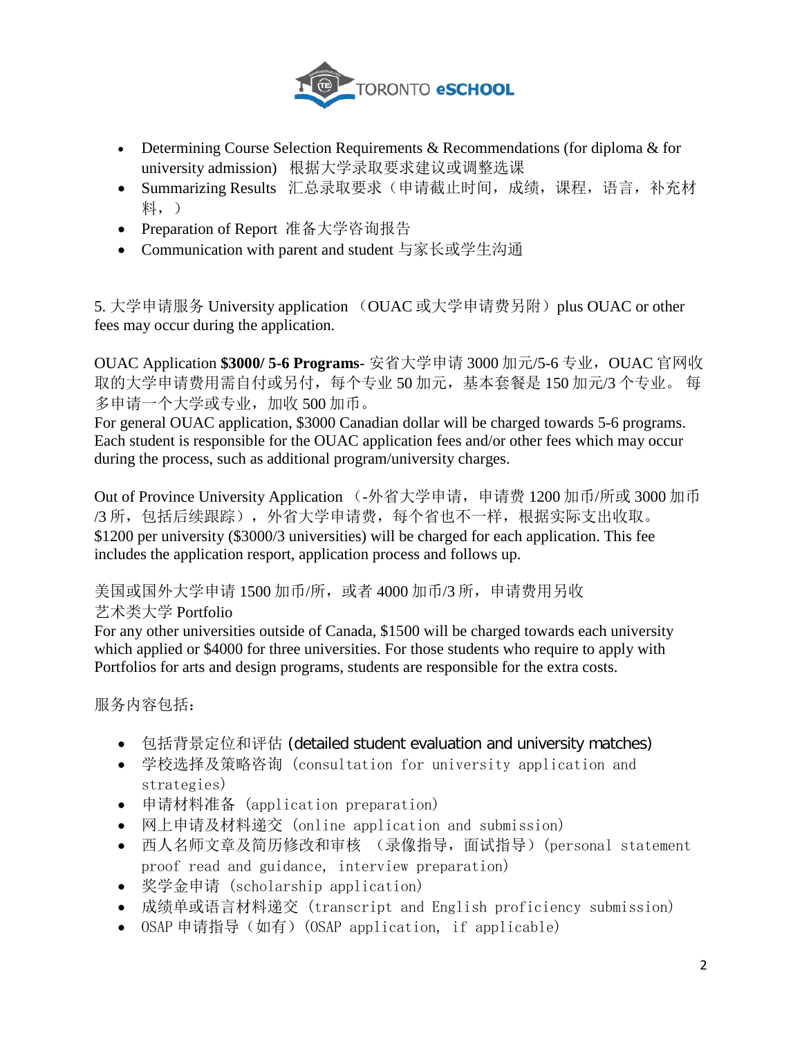- Determining Course Selection Requirements & Recommendations (for diploma & for university admission)　根据大学录取要求建议或调整选课
- Summarizing Results　汇总录取要求（申请截止时间，成绩，课程，语言，补充材料，）
- Preparation of Report　准备大学咨询报告
- Communication with parent and student 与家长或学生沟通

5. 大学申请服务 University application （OUAC 或大学申请费另附）plus OUAC or other fees may occur during the application.

OUAC Application **$3000/ 5-6 Programs**- 安省大学申请 3000 加元/5-6 专业，OUAC 官网收取的大学申请费用需自付或另付，每个专业 50 加元，基本套餐是 150 加元/3 个专业。 每多申请一个大学或专业，加收 500 加币。
For general OUAC application, $3000 Canadian dollar will be charged towards 5-6 programs. Each student is responsible for the OUAC application fees and/or other fees which may occur during the process, such as additional program/university charges.

Out of Province University Application （-外省大学申请，申请费 1200 加币/所或 3000 加币/3 所，包括后续跟踪），外省大学申请费，每个省也不一样，根据实际支出收取。
$1200 per university ($3000/3 universities) will be charged for each application. This fee includes the application resport, application process and follows up.

美国或国外大学申请 1500 加币/所，或者 4000 加币/3 所，申请费用另收
艺术类大学 Portfolio
For any other universities outside of Canada, $1500 will be charged towards each university which applied or $4000 for three universities. For those students who require to apply with Portfolios for arts and design programs, students are responsible for the extra costs.

服务内容包括：

- 包括背景定位和评估 (detailed student evaluation and university matches)
- 学校选择及策略咨询 (consultation for university application and strategies)
- 申请材料准备 (application preparation)
- 网上申请及材料递交 (online application and submission)
- 西人名师文章及简历修改和审核 （录像指导，面试指导）(personal statement proof read and guidance, interview preparation)
- 奖学金申请 (scholarship application)
- 成绩单或语言材料递交 (transcript and English proficiency submission)
- OSAP 申请指导（如有）(OSAP application, if applicable)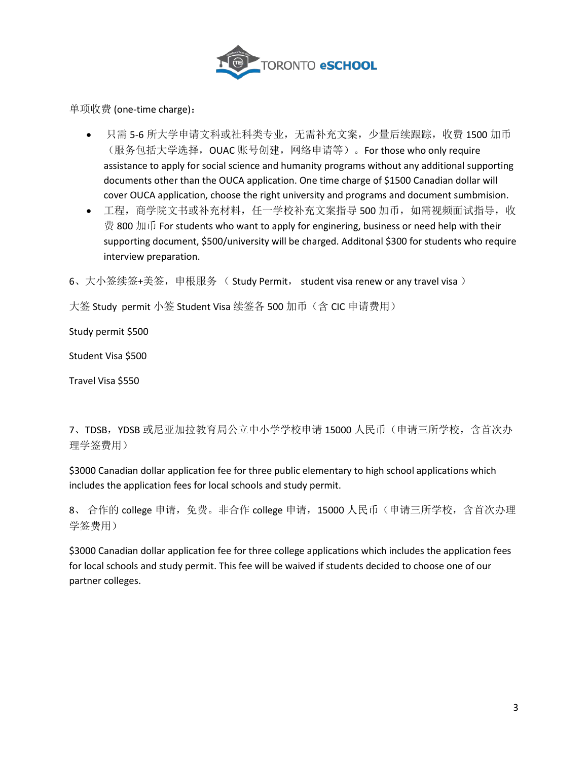单项收费 (one-time charge)：

- 只需 5-6 所大学申请文科或社科类专业，无需补充文案，少量后续跟踪，收费 1500 加币（服务包括大学选择，OUAC 账号创建，网络申请等）。For those who only require assistance to apply for social science and humanity programs without any additional supporting documents other than the OUCA application. One time charge of $1500 Canadian dollar will cover OUCA application, choose the right university and programs and document sumbmision.
- 工程，商学院文书或补充材料，任一学校补充文案指导 500 加币，如需视频面试指导，收费 800 加币 For students who want to apply for enginering, business or need help with their supporting document, $500/university will be charged. Additonal $300 for students who require interview preparation.

6、大小签续签+美签，申根服务 （ Study Permit， student visa renew or any travel visa ）

大签 Study permit 小签 Student Visa 续签各 500 加币（含 CIC 申请费用）

Study permit $500

Student Visa $500

Travel Visa $550

7、TDSB，YDSB 或尼亚加拉教育局公立中小学学校申请 15000 人民币（申请三所学校，含首次办理学签费用）

$3000 Canadian dollar application fee for three public elementary to high school applications which includes the application fees for local schools and study permit.

8、 合作的 college 申请，免费。非合作 college 申请，15000 人民币（申请三所学校，含首次办理学签费用）

$3000 Canadian dollar application fee for three college applications which includes the application fees for local schools and study permit. This fee will be waived if students decided to choose one of our partner colleges.